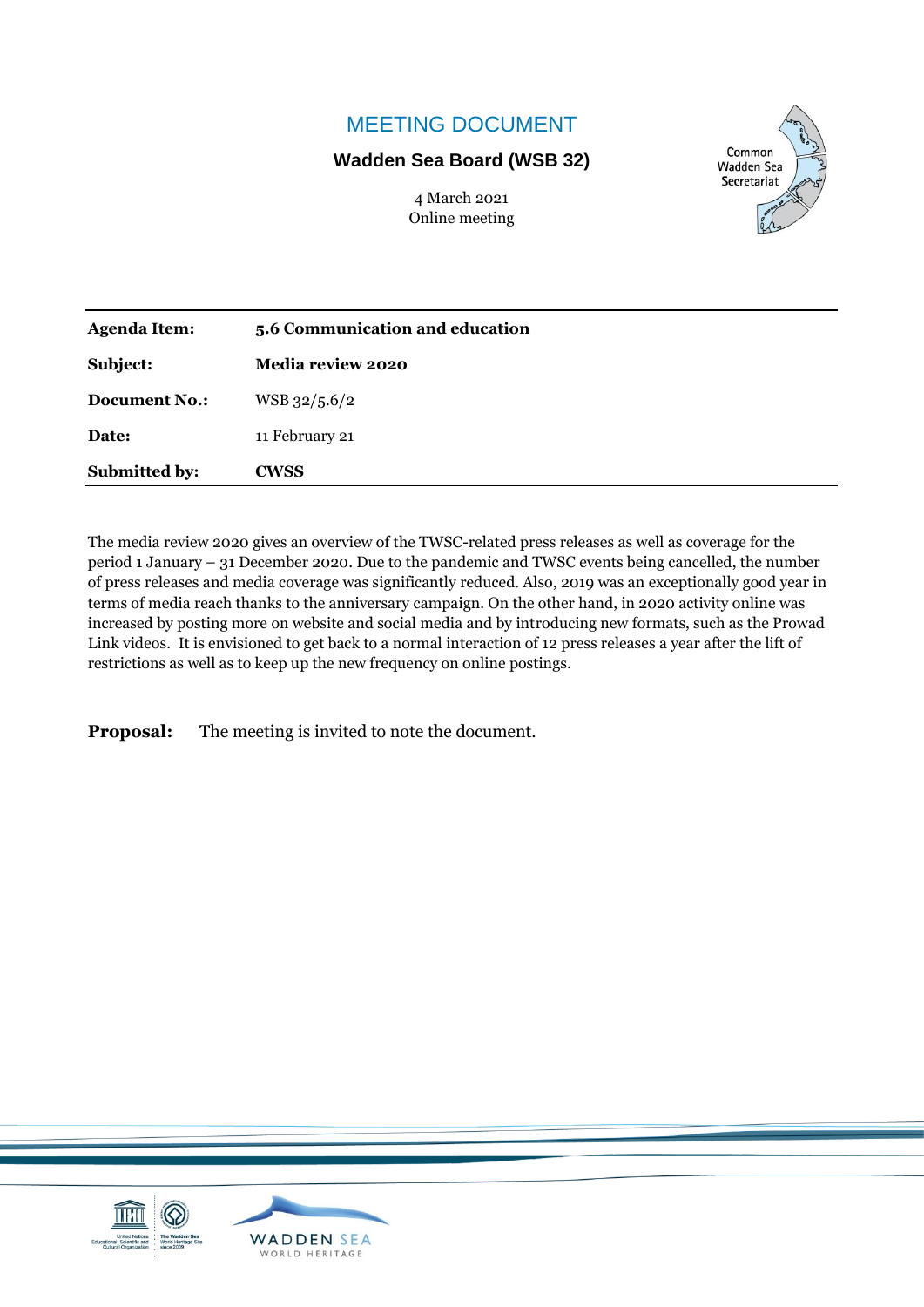# MEETING DOCUMENT

## Wadden Sea Board (WSB 32)

4 March 2021
Online meeting

| **Agenda Item:** | **5.6 Communication and education** |
|---|---|
| **Subject:** | **Media review 2020** |
| **Document No.:** | WSB 32/5.6/2 |
| **Date:** | 11 February 21 |
| **Submitted by:** | **CWSS** |

The media review 2020 gives an overview of the TWSC-related press releases as well as coverage for the period 1 January – 31 December 2020. Due to the pandemic and TWSC events being cancelled, the number of press releases and media coverage was significantly reduced. Also, 2019 was an exceptionally good year in terms of media reach thanks to the anniversary campaign. On the other hand, in 2020 activity online was increased by posting more on website and social media and by introducing new formats, such as the Prowad Link videos. It is envisioned to get back to a normal interaction of 12 press releases a year after the lift of restrictions as well as to keep up the new frequency on online postings.

**Proposal:** The meeting is invited to note the document.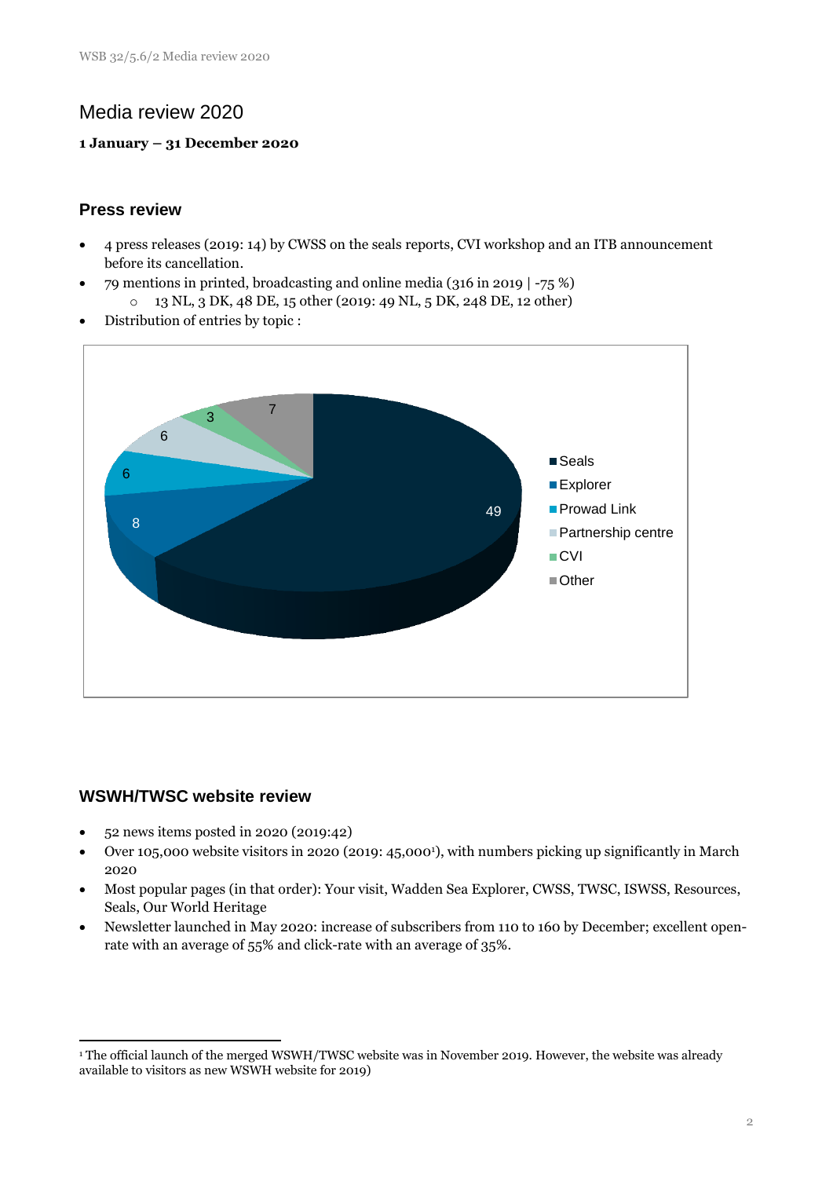# Media review 2020

**1 January – 31 December 2020**

## Press review

- 4 press releases (2019: 14) by CWSS on the seals reports, CVI workshop and an ITB announcement before its cancellation.
- 79 mentions in printed, broadcasting and online media (316 in 2019 | -75 %)
  - 13 NL, 3 DK, 48 DE, 15 other (2019: 49 NL, 5 DK, 248 DE, 12 other)
- Distribution of entries by topic :

| Topic | Entries |
|---|---|
| Seals | 49 |
| Explorer | 8 |
| Prowad Link | 6 |
| Partnership centre | 6 |
| CVI | 3 |
| Other | 7 |

## WSWH/TWSC website review

- 52 news items posted in 2020 (2019:42)
- Over 105,000 website visitors in 2020 (2019: 45,000[1]), with numbers picking up significantly in March 2020
- Most popular pages (in that order): Your visit, Wadden Sea Explorer, CWSS, TWSC, ISWSS, Resources, Seals, Our World Heritage
- Newsletter launched in May 2020: increase of subscribers from 110 to 160 by December; excellent open-rate with an average of 55% and click-rate with an average of 35%.

[1] The official launch of the merged WSWH/TWSC website was in November 2019. However, the website was already available to visitors as new WSWH website for 2019)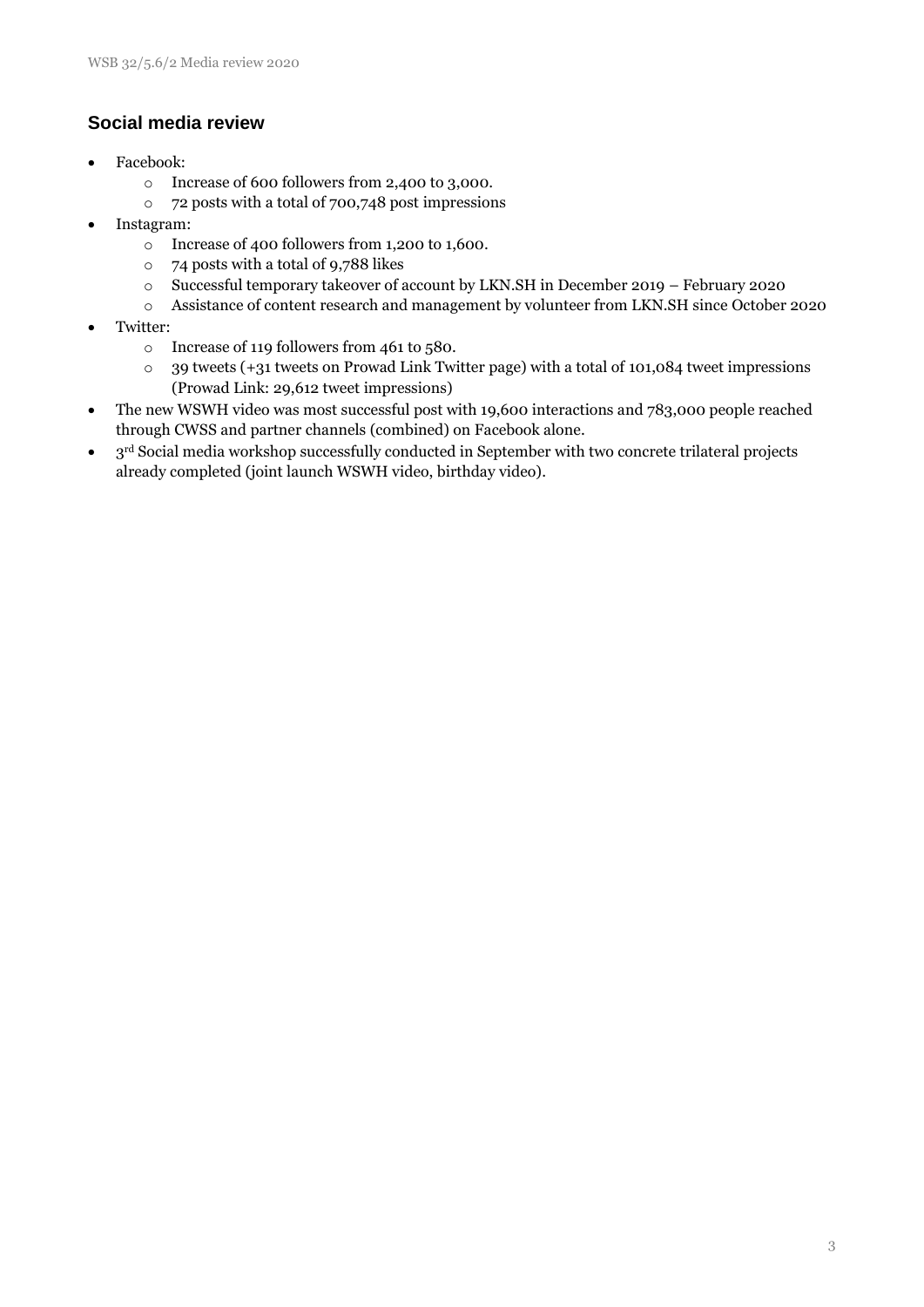## Social media review

- Facebook:
  - Increase of 600 followers from 2,400 to 3,000.
  - 72 posts with a total of 700,748 post impressions
- Instagram:
  - Increase of 400 followers from 1,200 to 1,600.
  - 74 posts with a total of 9,788 likes
  - Successful temporary takeover of account by LKN.SH in December 2019 – February 2020
  - Assistance of content research and management by volunteer from LKN.SH since October 2020
- Twitter:
  - Increase of 119 followers from 461 to 580.
  - 39 tweets (+31 tweets on Prowad Link Twitter page) with a total of 101,084 tweet impressions (Prowad Link: 29,612 tweet impressions)
- The new WSWH video was most successful post with 19,600 interactions and 783,000 people reached through CWSS and partner channels (combined) on Facebook alone.
- 3rd Social media workshop successfully conducted in September with two concrete trilateral projects already completed (joint launch WSWH video, birthday video).